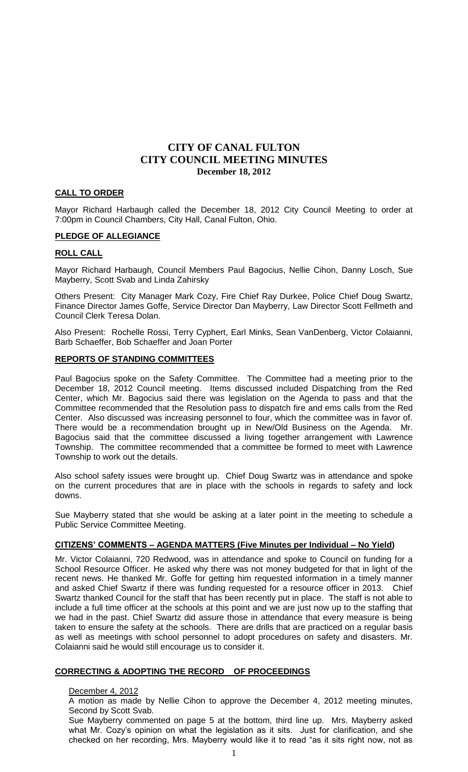# CITY OF CANAL FULTON
# CITY COUNCIL MEETING MINUTES
### December 18, 2012

## CALL TO ORDER

Mayor Richard Harbaugh called the December 18, 2012 City Council Meeting to order at 7:00pm in Council Chambers, City Hall, Canal Fulton, Ohio.

## PLEDGE OF ALLEGIANCE

## ROLL CALL

Mayor Richard Harbaugh, Council Members Paul Bagocius, Nellie Cihon, Danny Losch, Sue Mayberry, Scott Svab and Linda Zahirsky

Others Present: City Manager Mark Cozy, Fire Chief Ray Durkee, Police Chief Doug Swartz, Finance Director James Goffe, Service Director Dan Mayberry, Law Director Scott Fellmeth and Council Clerk Teresa Dolan.

Also Present: Rochelle Rossi, Terry Cyphert, Earl Minks, Sean VanDenberg, Victor Colaianni, Barb Schaeffer, Bob Schaeffer and Joan Porter

## REPORTS OF STANDING COMMITTEES

Paul Bagocius spoke on the Safety Committee. The Committee had a meeting prior to the December 18, 2012 Council meeting. Items discussed included Dispatching from the Red Center, which Mr. Bagocius said there was legislation on the Agenda to pass and that the Committee recommended that the Resolution pass to dispatch fire and ems calls from the Red Center. Also discussed was increasing personnel to four, which the committee was in favor of. There would be a recommendation brought up in New/Old Business on the Agenda. Mr. Bagocius said that the committee discussed a living together arrangement with Lawrence Township. The committee recommended that a committee be formed to meet with Lawrence Township to work out the details.

Also school safety issues were brought up. Chief Doug Swartz was in attendance and spoke on the current procedures that are in place with the schools in regards to safety and lock downs.

Sue Mayberry stated that she would be asking at a later point in the meeting to schedule a Public Service Committee Meeting.

## CITIZENS' COMMENTS – AGENDA MATTERS (Five Minutes per Individual – No Yield)

Mr. Victor Colaianni, 720 Redwood, was in attendance and spoke to Council on funding for a School Resource Officer. He asked why there was not money budgeted for that in light of the recent news. He thanked Mr. Goffe for getting him requested information in a timely manner and asked Chief Swartz if there was funding requested for a resource officer in 2013. Chief Swartz thanked Council for the staff that has been recently put in place. The staff is not able to include a full time officer at the schools at this point and we are just now up to the staffing that we had in the past. Chief Swartz did assure those in attendance that every measure is being taken to ensure the safety at the schools. There are drills that are practiced on a regular basis as well as meetings with school personnel to adopt procedures on safety and disasters. Mr. Colaianni said he would still encourage us to consider it.

## CORRECTING & ADOPTING THE RECORD OF PROCEEDINGS

December 4, 2012

A motion as made by Nellie Cihon to approve the December 4, 2012 meeting minutes, Second by Scott Svab.

Sue Mayberry commented on page 5 at the bottom, third line up. Mrs. Mayberry asked what Mr. Cozy's opinion on what the legislation as it sits. Just for clarification, and she checked on her recording, Mrs. Mayberry would like it to read "as it sits right now, not as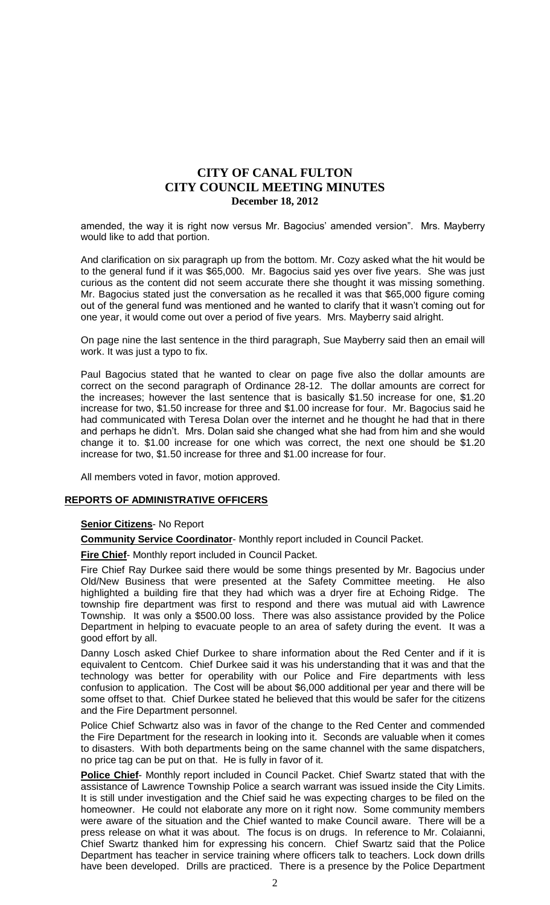amended, the way it is right now versus Mr. Bagocius' amended version". Mrs. Mayberry would like to add that portion.

And clarification on six paragraph up from the bottom. Mr. Cozy asked what the hit would be to the general fund if it was $65,000. Mr. Bagocius said yes over five years. She was just curious as the content did not seem accurate there she thought it was missing something. Mr. Bagocius stated just the conversation as he recalled it was that $65,000 figure coming out of the general fund was mentioned and he wanted to clarify that it wasn't coming out for one year, it would come out over a period of five years. Mrs. Mayberry said alright.

On page nine the last sentence in the third paragraph, Sue Mayberry said then an email will work. It was just a typo to fix.

Paul Bagocius stated that he wanted to clear on page five also the dollar amounts are correct on the second paragraph of Ordinance 28-12. The dollar amounts are correct for the increases; however the last sentence that is basically $1.50 increase for one, $1.20 increase for two, $1.50 increase for three and $1.00 increase for four. Mr. Bagocius said he had communicated with Teresa Dolan over the internet and he thought he had that in there and perhaps he didn't. Mrs. Dolan said she changed what she had from him and she would change it to. $1.00 increase for one which was correct, the next one should be $1.20 increase for two, $1.50 increase for three and $1.00 increase for four.

All members voted in favor, motion approved.

## REPORTS OF ADMINISTRATIVE OFFICERS

**Senior Citizens**- No Report

**Community Service Coordinator**- Monthly report included in Council Packet.

**Fire Chief**- Monthly report included in Council Packet.

Fire Chief Ray Durkee said there would be some things presented by Mr. Bagocius under Old/New Business that were presented at the Safety Committee meeting. He also highlighted a building fire that they had which was a dryer fire at Echoing Ridge. The township fire department was first to respond and there was mutual aid with Lawrence Township. It was only a $500.00 loss. There was also assistance provided by the Police Department in helping to evacuate people to an area of safety during the event. It was a good effort by all.

Danny Losch asked Chief Durkee to share information about the Red Center and if it is equivalent to Centcom. Chief Durkee said it was his understanding that it was and that the technology was better for operability with our Police and Fire departments with less confusion to application. The Cost will be about $6,000 additional per year and there will be some offset to that. Chief Durkee stated he believed that this would be safer for the citizens and the Fire Department personnel.

Police Chief Schwartz also was in favor of the change to the Red Center and commended the Fire Department for the research in looking into it. Seconds are valuable when it comes to disasters. With both departments being on the same channel with the same dispatchers, no price tag can be put on that. He is fully in favor of it.

**Police Chief**- Monthly report included in Council Packet. Chief Swartz stated that with the assistance of Lawrence Township Police a search warrant was issued inside the City Limits. It is still under investigation and the Chief said he was expecting charges to be filed on the homeowner. He could not elaborate any more on it right now. Some community members were aware of the situation and the Chief wanted to make Council aware. There will be a press release on what it was about. The focus is on drugs. In reference to Mr. Colaianni, Chief Swartz thanked him for expressing his concern. Chief Swartz said that the Police Department has teacher in service training where officers talk to teachers. Lock down drills have been developed. Drills are practiced. There is a presence by the Police Department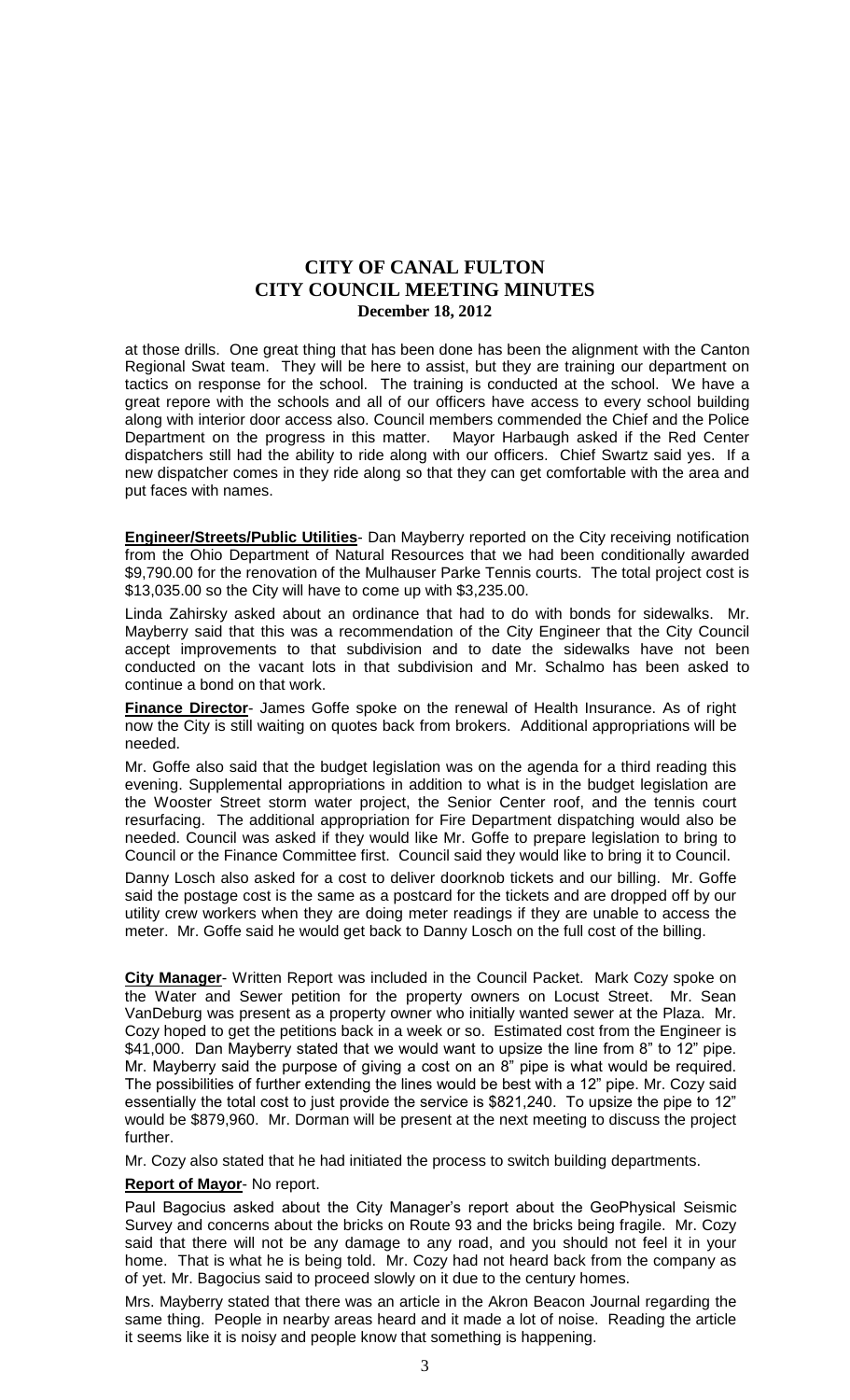at those drills. One great thing that has been done has been the alignment with the Canton Regional Swat team. They will be here to assist, but they are training our department on tactics on response for the school. The training is conducted at the school. We have a great repore with the schools and all of our officers have access to every school building along with interior door access also. Council members commended the Chief and the Police Department on the progress in this matter. Mayor Harbaugh asked if the Red Center dispatchers still had the ability to ride along with our officers. Chief Swartz said yes. If a new dispatcher comes in they ride along so that they can get comfortable with the area and put faces with names.

**Engineer/Streets/Public Utilities**- Dan Mayberry reported on the City receiving notification from the Ohio Department of Natural Resources that we had been conditionally awarded $9,790.00 for the renovation of the Mulhauser Parke Tennis courts. The total project cost is $13,035.00 so the City will have to come up with $3,235.00.

Linda Zahirsky asked about an ordinance that had to do with bonds for sidewalks. Mr. Mayberry said that this was a recommendation of the City Engineer that the City Council accept improvements to that subdivision and to date the sidewalks have not been conducted on the vacant lots in that subdivision and Mr. Schalmo has been asked to continue a bond on that work.

**Finance Director**- James Goffe spoke on the renewal of Health Insurance. As of right now the City is still waiting on quotes back from brokers. Additional appropriations will be needed.

Mr. Goffe also said that the budget legislation was on the agenda for a third reading this evening. Supplemental appropriations in addition to what is in the budget legislation are the Wooster Street storm water project, the Senior Center roof, and the tennis court resurfacing. The additional appropriation for Fire Department dispatching would also be needed. Council was asked if they would like Mr. Goffe to prepare legislation to bring to Council or the Finance Committee first. Council said they would like to bring it to Council.

Danny Losch also asked for a cost to deliver doorknob tickets and our billing. Mr. Goffe said the postage cost is the same as a postcard for the tickets and are dropped off by our utility crew workers when they are doing meter readings if they are unable to access the meter. Mr. Goffe said he would get back to Danny Losch on the full cost of the billing.

**City Manager**- Written Report was included in the Council Packet. Mark Cozy spoke on the Water and Sewer petition for the property owners on Locust Street. Mr. Sean VanDeburg was present as a property owner who initially wanted sewer at the Plaza. Mr. Cozy hoped to get the petitions back in a week or so. Estimated cost from the Engineer is $41,000. Dan Mayberry stated that we would want to upsize the line from 8" to 12" pipe. Mr. Mayberry said the purpose of giving a cost on an 8" pipe is what would be required. The possibilities of further extending the lines would be best with a 12" pipe. Mr. Cozy said essentially the total cost to just provide the service is $821,240. To upsize the pipe to 12" would be $879,960. Mr. Dorman will be present at the next meeting to discuss the project further.

Mr. Cozy also stated that he had initiated the process to switch building departments.

**Report of Mayor**- No report.

Paul Bagocius asked about the City Manager's report about the GeoPhysical Seismic Survey and concerns about the bricks on Route 93 and the bricks being fragile. Mr. Cozy said that there will not be any damage to any road, and you should not feel it in your home. That is what he is being told. Mr. Cozy had not heard back from the company as of yet. Mr. Bagocius said to proceed slowly on it due to the century homes.

Mrs. Mayberry stated that there was an article in the Akron Beacon Journal regarding the same thing. People in nearby areas heard and it made a lot of noise. Reading the article it seems like it is noisy and people know that something is happening.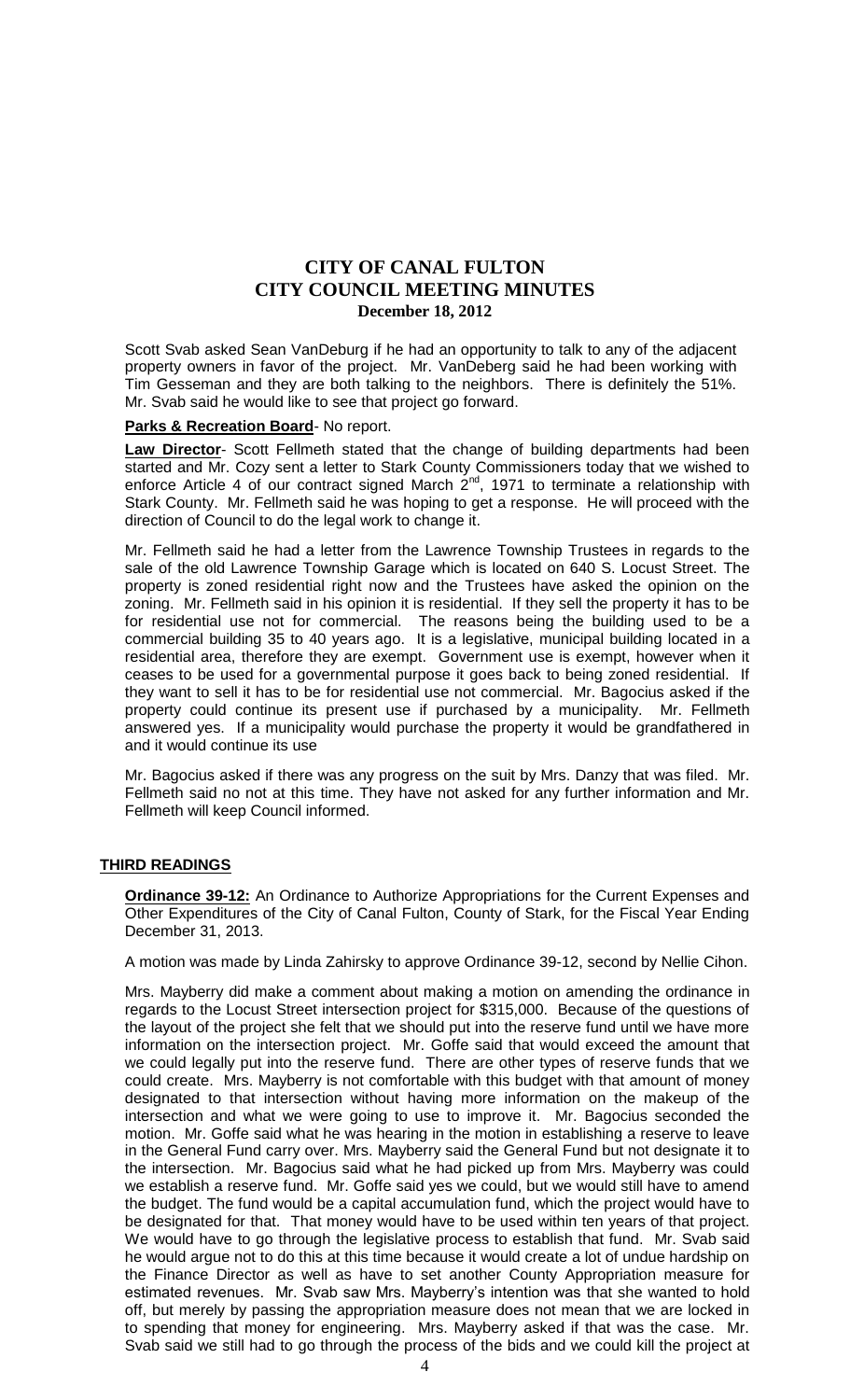Scott Svab asked Sean VanDeburg if he had an opportunity to talk to any of the adjacent property owners in favor of the project. Mr. VanDeberg said he had been working with Tim Gesseman and they are both talking to the neighbors. There is definitely the 51%. Mr. Svab said he would like to see that project go forward.

**Parks & Recreation Board**- No report.

**Law Director**- Scott Fellmeth stated that the change of building departments had been started and Mr. Cozy sent a letter to Stark County Commissioners today that we wished to enforce Article 4 of our contract signed March 2nd, 1971 to terminate a relationship with Stark County. Mr. Fellmeth said he was hoping to get a response. He will proceed with the direction of Council to do the legal work to change it.

Mr. Fellmeth said he had a letter from the Lawrence Township Trustees in regards to the sale of the old Lawrence Township Garage which is located on 640 S. Locust Street. The property is zoned residential right now and the Trustees have asked the opinion on the zoning. Mr. Fellmeth said in his opinion it is residential. If they sell the property it has to be for residential use not for commercial. The reasons being the building used to be a commercial building 35 to 40 years ago. It is a legislative, municipal building located in a residential area, therefore they are exempt. Government use is exempt, however when it ceases to be used for a governmental purpose it goes back to being zoned residential. If they want to sell it has to be for residential use not commercial. Mr. Bagocius asked if the property could continue its present use if purchased by a municipality. Mr. Fellmeth answered yes. If a municipality would purchase the property it would be grandfathered in and it would continue its use

Mr. Bagocius asked if there was any progress on the suit by Mrs. Danzy that was filed. Mr. Fellmeth said no not at this time. They have not asked for any further information and Mr. Fellmeth will keep Council informed.

## THIRD READINGS

**Ordinance 39-12:** An Ordinance to Authorize Appropriations for the Current Expenses and Other Expenditures of the City of Canal Fulton, County of Stark, for the Fiscal Year Ending December 31, 2013.

A motion was made by Linda Zahirsky to approve Ordinance 39-12, second by Nellie Cihon.

Mrs. Mayberry did make a comment about making a motion on amending the ordinance in regards to the Locust Street intersection project for $315,000. Because of the questions of the layout of the project she felt that we should put into the reserve fund until we have more information on the intersection project. Mr. Goffe said that would exceed the amount that we could legally put into the reserve fund. There are other types of reserve funds that we could create. Mrs. Mayberry is not comfortable with this budget with that amount of money designated to that intersection without having more information on the makeup of the intersection and what we were going to use to improve it. Mr. Bagocius seconded the motion. Mr. Goffe said what he was hearing in the motion in establishing a reserve to leave in the General Fund carry over. Mrs. Mayberry said the General Fund but not designate it to the intersection. Mr. Bagocius said what he had picked up from Mrs. Mayberry was could we establish a reserve fund. Mr. Goffe said yes we could, but we would still have to amend the budget. The fund would be a capital accumulation fund, which the project would have to be designated for that. That money would have to be used within ten years of that project. We would have to go through the legislative process to establish that fund. Mr. Svab said he would argue not to do this at this time because it would create a lot of undue hardship on the Finance Director as well as have to set another County Appropriation measure for estimated revenues. Mr. Svab saw Mrs. Mayberry's intention was that she wanted to hold off, but merely by passing the appropriation measure does not mean that we are locked in to spending that money for engineering. Mrs. Mayberry asked if that was the case. Mr. Svab said we still had to go through the process of the bids and we could kill the project at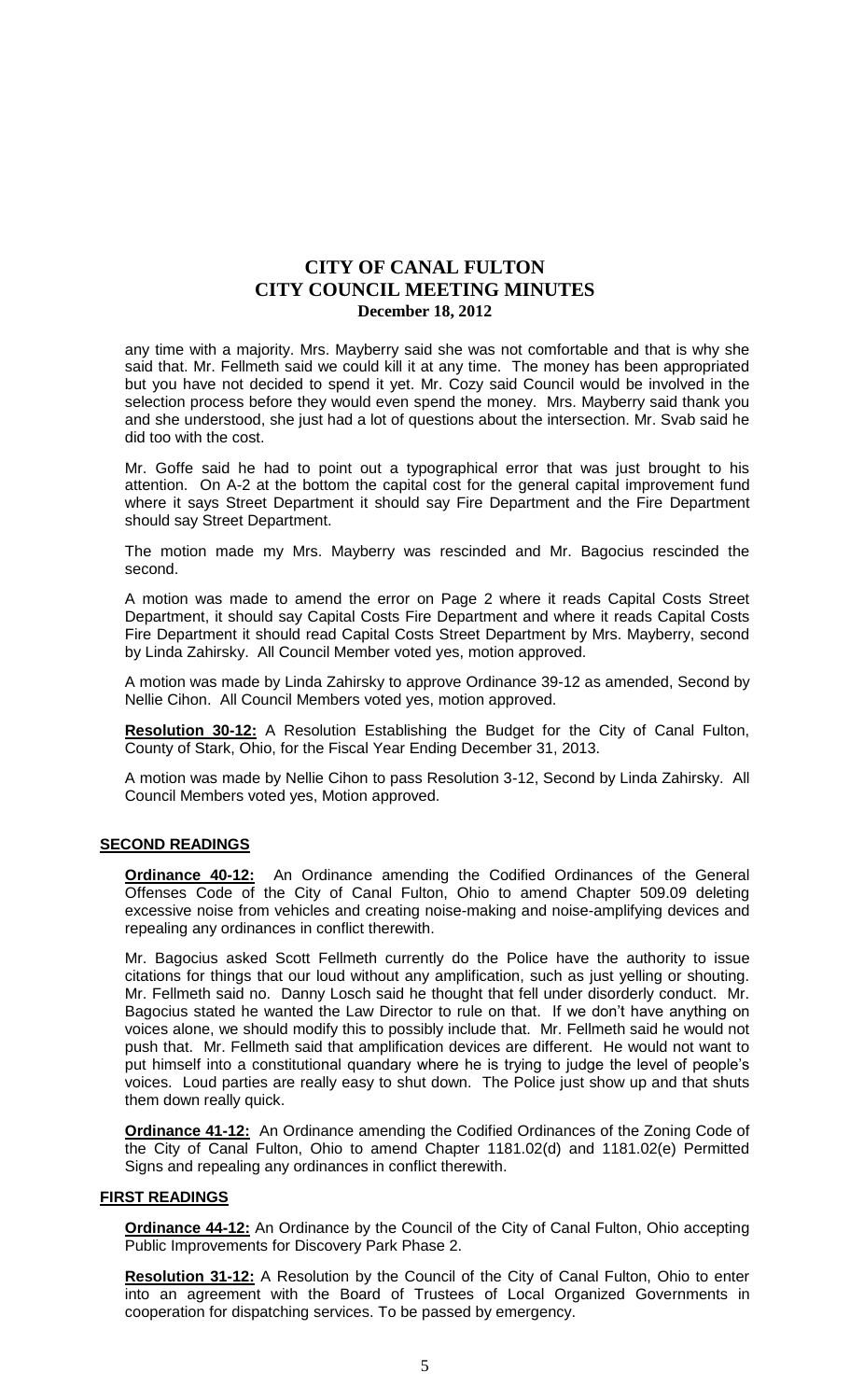any time with a majority. Mrs. Mayberry said she was not comfortable and that is why she said that. Mr. Fellmeth said we could kill it at any time. The money has been appropriated but you have not decided to spend it yet. Mr. Cozy said Council would be involved in the selection process before they would even spend the money. Mrs. Mayberry said thank you and she understood, she just had a lot of questions about the intersection. Mr. Svab said he did too with the cost.

Mr. Goffe said he had to point out a typographical error that was just brought to his attention. On A-2 at the bottom the capital cost for the general capital improvement fund where it says Street Department it should say Fire Department and the Fire Department should say Street Department.

The motion made my Mrs. Mayberry was rescinded and Mr. Bagocius rescinded the second.

A motion was made to amend the error on Page 2 where it reads Capital Costs Street Department, it should say Capital Costs Fire Department and where it reads Capital Costs Fire Department it should read Capital Costs Street Department by Mrs. Mayberry, second by Linda Zahirsky. All Council Member voted yes, motion approved.

A motion was made by Linda Zahirsky to approve Ordinance 39-12 as amended, Second by Nellie Cihon. All Council Members voted yes, motion approved.

**Resolution 30-12:** A Resolution Establishing the Budget for the City of Canal Fulton, County of Stark, Ohio, for the Fiscal Year Ending December 31, 2013.

A motion was made by Nellie Cihon to pass Resolution 3-12, Second by Linda Zahirsky. All Council Members voted yes, Motion approved.

## SECOND READINGS

**Ordinance 40-12:** An Ordinance amending the Codified Ordinances of the General Offenses Code of the City of Canal Fulton, Ohio to amend Chapter 509.09 deleting excessive noise from vehicles and creating noise-making and noise-amplifying devices and repealing any ordinances in conflict therewith.

Mr. Bagocius asked Scott Fellmeth currently do the Police have the authority to issue citations for things that our loud without any amplification, such as just yelling or shouting. Mr. Fellmeth said no. Danny Losch said he thought that fell under disorderly conduct. Mr. Bagocius stated he wanted the Law Director to rule on that. If we don't have anything on voices alone, we should modify this to possibly include that. Mr. Fellmeth said he would not push that. Mr. Fellmeth said that amplification devices are different. He would not want to put himself into a constitutional quandary where he is trying to judge the level of people's voices. Loud parties are really easy to shut down. The Police just show up and that shuts them down really quick.

**Ordinance 41-12:** An Ordinance amending the Codified Ordinances of the Zoning Code of the City of Canal Fulton, Ohio to amend Chapter 1181.02(d) and 1181.02(e) Permitted Signs and repealing any ordinances in conflict therewith.

## FIRST READINGS

**Ordinance 44-12:** An Ordinance by the Council of the City of Canal Fulton, Ohio accepting Public Improvements for Discovery Park Phase 2.

**Resolution 31-12:** A Resolution by the Council of the City of Canal Fulton, Ohio to enter into an agreement with the Board of Trustees of Local Organized Governments in cooperation for dispatching services. To be passed by emergency.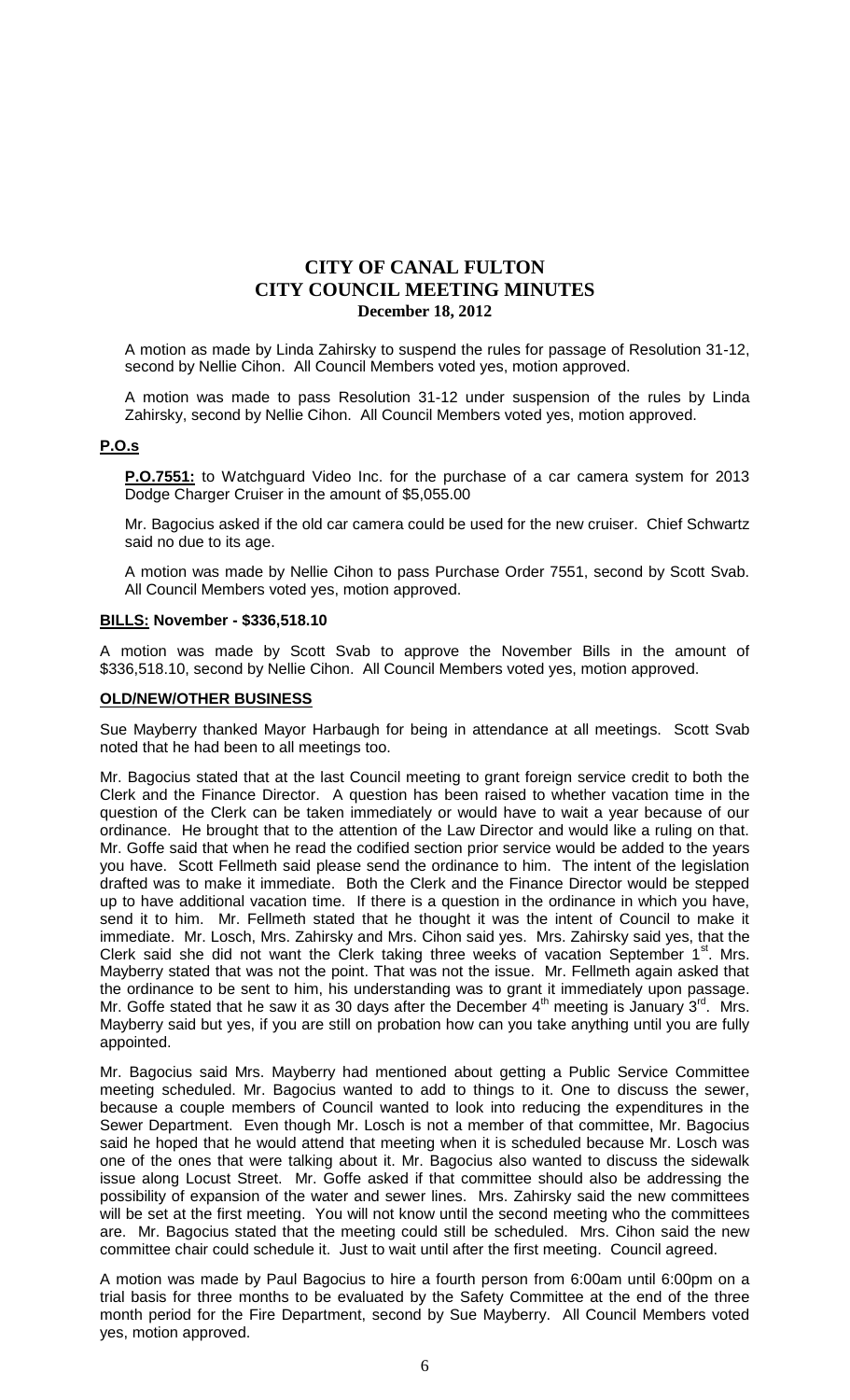# CITY OF CANAL FULTON
# CITY COUNCIL MEETING MINUTES
### December 18, 2012

A motion as made by Linda Zahirsky to suspend the rules for passage of Resolution 31-12, second by Nellie Cihon. All Council Members voted yes, motion approved.

A motion was made to pass Resolution 31-12 under suspension of the rules by Linda Zahirsky, second by Nellie Cihon. All Council Members voted yes, motion approved.

## P.O.s

**P.O.7551:** to Watchguard Video Inc. for the purchase of a car camera system for 2013 Dodge Charger Cruiser in the amount of $5,055.00

Mr. Bagocius asked if the old car camera could be used for the new cruiser. Chief Schwartz said no due to its age.

A motion was made by Nellie Cihon to pass Purchase Order 7551, second by Scott Svab. All Council Members voted yes, motion approved.

## BILLS: November - $336,518.10

A motion was made by Scott Svab to approve the November Bills in the amount of $336,518.10, second by Nellie Cihon. All Council Members voted yes, motion approved.

## OLD/NEW/OTHER BUSINESS

Sue Mayberry thanked Mayor Harbaugh for being in attendance at all meetings. Scott Svab noted that he had been to all meetings too.

Mr. Bagocius stated that at the last Council meeting to grant foreign service credit to both the Clerk and the Finance Director. A question has been raised to whether vacation time in the question of the Clerk can be taken immediately or would have to wait a year because of our ordinance. He brought that to the attention of the Law Director and would like a ruling on that. Mr. Goffe said that when he read the codified section prior service would be added to the years you have. Scott Fellmeth said please send the ordinance to him. The intent of the legislation drafted was to make it immediate. Both the Clerk and the Finance Director would be stepped up to have additional vacation time. If there is a question in the ordinance in which you have, send it to him. Mr. Fellmeth stated that he thought it was the intent of Council to make it immediate. Mr. Losch, Mrs. Zahirsky and Mrs. Cihon said yes. Mrs. Zahirsky said yes, that the Clerk said she did not want the Clerk taking three weeks of vacation September 1st. Mrs. Mayberry stated that was not the point. That was not the issue. Mr. Fellmeth again asked that the ordinance to be sent to him, his understanding was to grant it immediately upon passage. Mr. Goffe stated that he saw it as 30 days after the December 4th meeting is January 3rd. Mrs. Mayberry said but yes, if you are still on probation how can you take anything until you are fully appointed.

Mr. Bagocius said Mrs. Mayberry had mentioned about getting a Public Service Committee meeting scheduled. Mr. Bagocius wanted to add to things to it. One to discuss the sewer, because a couple members of Council wanted to look into reducing the expenditures in the Sewer Department. Even though Mr. Losch is not a member of that committee, Mr. Bagocius said he hoped that he would attend that meeting when it is scheduled because Mr. Losch was one of the ones that were talking about it. Mr. Bagocius also wanted to discuss the sidewalk issue along Locust Street. Mr. Goffe asked if that committee should also be addressing the possibility of expansion of the water and sewer lines. Mrs. Zahirsky said the new committees will be set at the first meeting. You will not know until the second meeting who the committees are. Mr. Bagocius stated that the meeting could still be scheduled. Mrs. Cihon said the new committee chair could schedule it. Just to wait until after the first meeting. Council agreed.

A motion was made by Paul Bagocius to hire a fourth person from 6:00am until 6:00pm on a trial basis for three months to be evaluated by the Safety Committee at the end of the three month period for the Fire Department, second by Sue Mayberry. All Council Members voted yes, motion approved.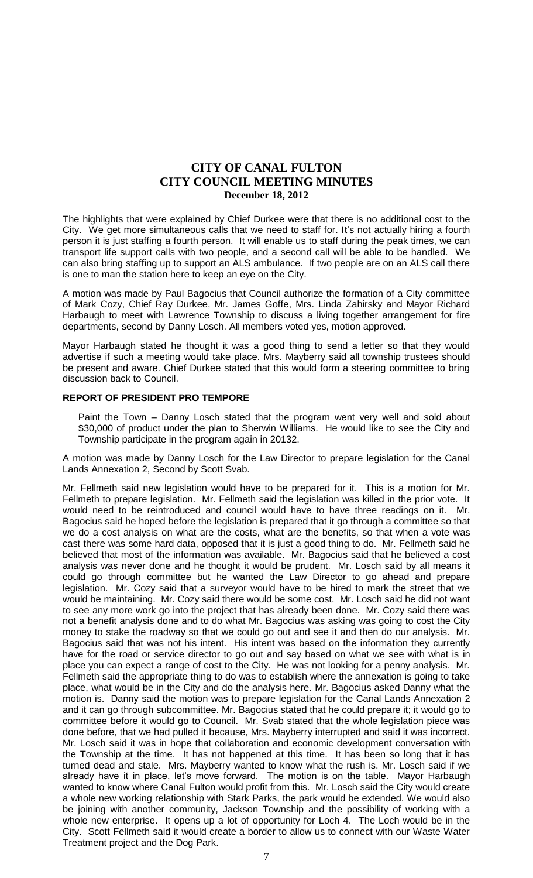The highlights that were explained by Chief Durkee were that there is no additional cost to the City. We get more simultaneous calls that we need to staff for. It's not actually hiring a fourth person it is just staffing a fourth person. It will enable us to staff during the peak times, we can transport life support calls with two people, and a second call will be able to be handled. We can also bring staffing up to support an ALS ambulance. If two people are on an ALS call there is one to man the station here to keep an eye on the City.

A motion was made by Paul Bagocius that Council authorize the formation of a City committee of Mark Cozy, Chief Ray Durkee, Mr. James Goffe, Mrs. Linda Zahirsky and Mayor Richard Harbaugh to meet with Lawrence Township to discuss a living together arrangement for fire departments, second by Danny Losch. All members voted yes, motion approved.

Mayor Harbaugh stated he thought it was a good thing to send a letter so that they would advertise if such a meeting would take place. Mrs. Mayberry said all township trustees should be present and aware. Chief Durkee stated that this would form a steering committee to bring discussion back to Council.

## REPORT OF PRESIDENT PRO TEMPORE

Paint the Town – Danny Losch stated that the program went very well and sold about $30,000 of product under the plan to Sherwin Williams. He would like to see the City and Township participate in the program again in 20132.

A motion was made by Danny Losch for the Law Director to prepare legislation for the Canal Lands Annexation 2, Second by Scott Svab.

Mr. Fellmeth said new legislation would have to be prepared for it. This is a motion for Mr. Fellmeth to prepare legislation. Mr. Fellmeth said the legislation was killed in the prior vote. It would need to be reintroduced and council would have to have three readings on it. Mr. Bagocius said he hoped before the legislation is prepared that it go through a committee so that we do a cost analysis on what are the costs, what are the benefits, so that when a vote was cast there was some hard data, opposed that it is just a good thing to do. Mr. Fellmeth said he believed that most of the information was available. Mr. Bagocius said that he believed a cost analysis was never done and he thought it would be prudent. Mr. Losch said by all means it could go through committee but he wanted the Law Director to go ahead and prepare legislation. Mr. Cozy said that a surveyor would have to be hired to mark the street that we would be maintaining. Mr. Cozy said there would be some cost. Mr. Losch said he did not want to see any more work go into the project that has already been done. Mr. Cozy said there was not a benefit analysis done and to do what Mr. Bagocius was asking was going to cost the City money to stake the roadway so that we could go out and see it and then do our analysis. Mr. Bagocius said that was not his intent. His intent was based on the information they currently have for the road or service director to go out and say based on what we see with what is in place you can expect a range of cost to the City. He was not looking for a penny analysis. Mr. Fellmeth said the appropriate thing to do was to establish where the annexation is going to take place, what would be in the City and do the analysis here. Mr. Bagocius asked Danny what the motion is. Danny said the motion was to prepare legislation for the Canal Lands Annexation 2 and it can go through subcommittee. Mr. Bagocius stated that he could prepare it; it would go to committee before it would go to Council. Mr. Svab stated that the whole legislation piece was done before, that we had pulled it because, Mrs. Mayberry interrupted and said it was incorrect. Mr. Losch said it was in hope that collaboration and economic development conversation with the Township at the time. It has not happened at this time. It has been so long that it has turned dead and stale. Mrs. Mayberry wanted to know what the rush is. Mr. Losch said if we already have it in place, let's move forward. The motion is on the table. Mayor Harbaugh wanted to know where Canal Fulton would profit from this. Mr. Losch said the City would create a whole new working relationship with Stark Parks, the park would be extended. We would also be joining with another community, Jackson Township and the possibility of working with a whole new enterprise. It opens up a lot of opportunity for Loch 4. The Loch would be in the City. Scott Fellmeth said it would create a border to allow us to connect with our Waste Water Treatment project and the Dog Park.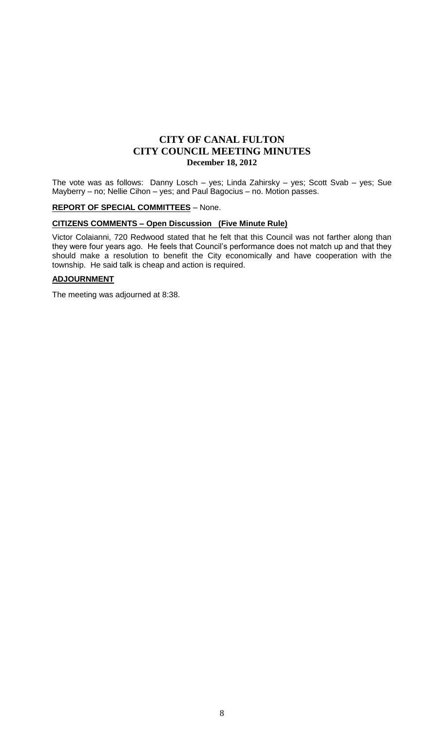# CITY OF CANAL FULTON
# CITY COUNCIL MEETING MINUTES
### December 18, 2012

The vote was as follows: Danny Losch – yes; Linda Zahirsky – yes; Scott Svab – yes; Sue Mayberry – no; Nellie Cihon – yes; and Paul Bagocius – no. Motion passes.

**REPORT OF SPECIAL COMMITTEES** – None.

**CITIZENS COMMENTS – Open Discussion (Five Minute Rule)**

Victor Colaianni, 720 Redwood stated that he felt that this Council was not farther along than they were four years ago. He feels that Council's performance does not match up and that they should make a resolution to benefit the City economically and have cooperation with the township. He said talk is cheap and action is required.

**ADJOURNMENT**

The meeting was adjourned at 8:38.